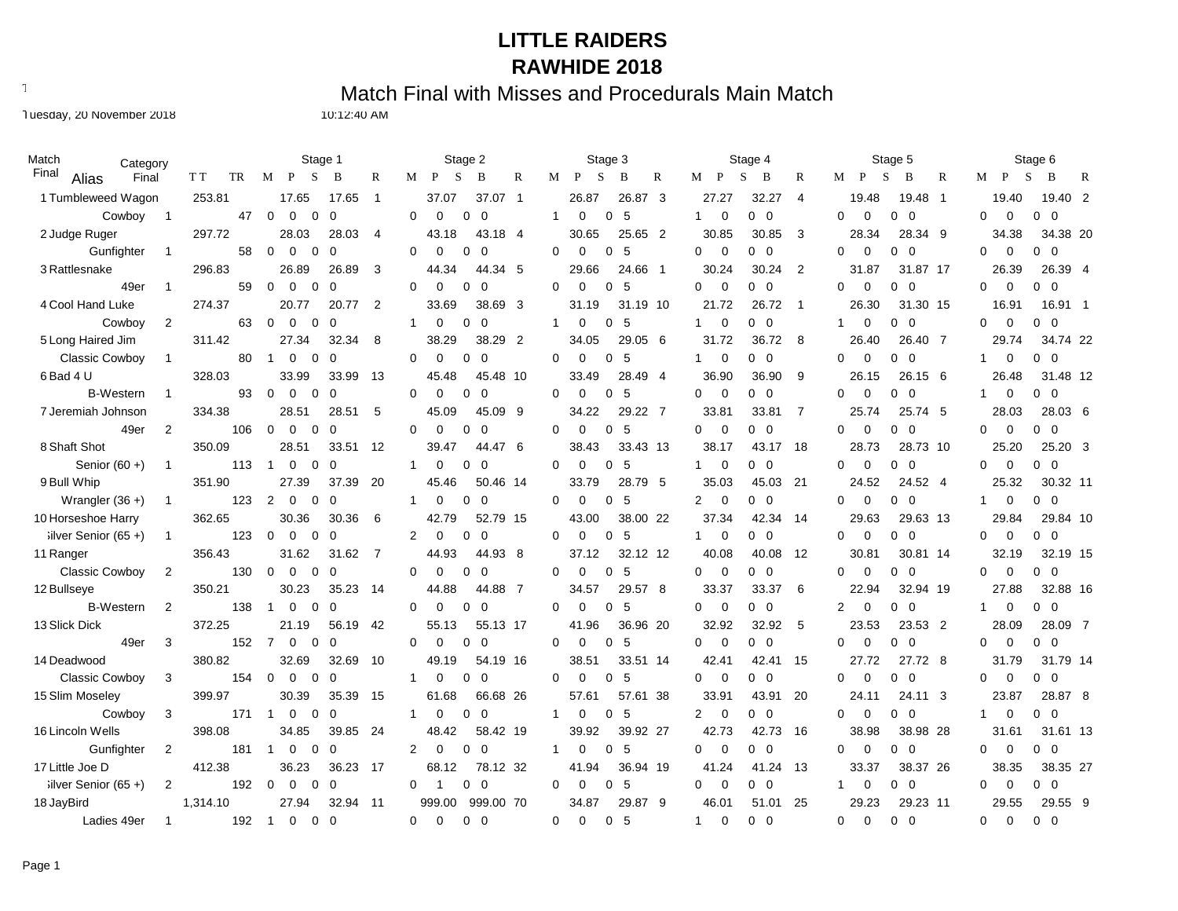# LITTLE RAIDERS

## RAWHIDE 2018

### Match Final with Misses and Procedurals Main Match

Tuesday, 20 November 2018 10:12:40 AM

| Match Final | Alias | Category Final | T T | TR | Stage 1 | | | | | | Stage 2 | | | | | | Stage 3 | | | | | | Stage 4 | | | | | | Stage 5 | | | | | | Stage 6 | | | | | |
|---|---|---|---|---|---|---|---|---|---|---|---|---|---|---|---|---|---|---|---|---|---|---|---|---|---|---|---|---|---|---|---|---|---|---|---|---|---|---|---|---|
| | | | | | M | P | S | B | | R | M | P | S | B | | R | M | P | S | B | | R | M | P | S | B | | R | M | P | S | B | | R | M | P | S | B | | R |
| 1 | Tumbleweed Wagon | | 253.81 | | | 17.65 | | 17.65 | | 1 | | 37.07 | | 37.07 | | 1 | | 26.87 | | 26.87 | | 3 | | 27.27 | | 32.27 | | 4 | | 19.48 | | 19.48 | | 1 | | 19.40 | | 19.40 | | 2 |
| | Cowboy | 1 | | 47 | 0 | 0 | 0 | 0 | | | 0 | 0 | 0 | 0 | | | 1 | 0 | 0 | 5 | | | 1 | 0 | 0 | 0 | | | 0 | 0 | 0 | 0 | | | 0 | 0 | 0 | 0 | | |
| 2 | Judge Ruger | | 297.72 | | | 28.03 | | 28.03 | | 4 | | 43.18 | | 43.18 | | 4 | | 30.65 | | 25.65 | | 2 | | 30.85 | | 30.85 | | 3 | | 28.34 | | 28.34 | | 9 | | 34.38 | | 34.38 | | 20 |
| | Gunfighter | 1 | | 58 | 0 | 0 | 0 | 0 | | | 0 | 0 | 0 | 0 | | | 0 | 0 | 0 | 5 | | | 0 | 0 | 0 | 0 | | | 0 | 0 | 0 | 0 | | | 0 | 0 | 0 | 0 | | |
| 3 | Rattlesnake | | 296.83 | | | 26.89 | | 26.89 | | 3 | | 44.34 | | 44.34 | | 5 | | 29.66 | | 24.66 | | 1 | | 30.24 | | 30.24 | | 2 | | 31.87 | | 31.87 | | 17 | | 26.39 | | 26.39 | | 4 |
| | 49er | 1 | | 59 | 0 | 0 | 0 | 0 | | | 0 | 0 | 0 | 0 | | | 0 | 0 | 0 | 5 | | | 0 | 0 | 0 | 0 | | | 0 | 0 | 0 | 0 | | | 0 | 0 | 0 | 0 | | |
| 4 | Cool Hand Luke | | 274.37 | | | 20.77 | | 20.77 | | 2 | | 33.69 | | 38.69 | | 3 | | 31.19 | | 31.19 | | 10 | | 21.72 | | 26.72 | | 1 | | 26.30 | | 31.30 | | 15 | | 16.91 | | 16.91 | | 1 |
| | Cowboy | 2 | | 63 | 0 | 0 | 0 | 0 | | | 1 | 0 | 0 | 0 | | | 1 | 0 | 0 | 5 | | | 1 | 0 | 0 | 0 | | | 1 | 0 | 0 | 0 | | | 0 | 0 | 0 | 0 | | |
| 5 | Long Haired Jim | | 311.42 | | | 27.34 | | 32.34 | | 8 | | 38.29 | | 38.29 | | 2 | | 34.05 | | 29.05 | | 6 | | 31.72 | | 36.72 | | 8 | | 26.40 | | 26.40 | | 7 | | 29.74 | | 34.74 | | 22 |
| | Classic Cowboy | 1 | | 80 | 1 | 0 | 0 | 0 | | | 0 | 0 | 0 | 0 | | | 0 | 0 | 0 | 5 | | | 1 | 0 | 0 | 0 | | | 0 | 0 | 0 | 0 | | | 1 | 0 | 0 | 0 | | |
| 6 | Bad 4 U | | 328.03 | | | 33.99 | | 33.99 | | 13 | | 45.48 | | 45.48 | | 10 | | 33.49 | | 28.49 | | 4 | | 36.90 | | 36.90 | | 9 | | 26.15 | | 26.15 | | 6 | | 26.48 | | 31.48 | | 12 |
| | B-Western | 1 | | 93 | 0 | 0 | 0 | 0 | | | 0 | 0 | 0 | 0 | | | 0 | 0 | 0 | 5 | | | 0 | 0 | 0 | 0 | | | 0 | 0 | 0 | 0 | | | 1 | 0 | 0 | 0 | | |
| 7 | Jeremiah Johnson | | 334.38 | | | 28.51 | | 28.51 | | 5 | | 45.09 | | 45.09 | | 9 | | 34.22 | | 29.22 | | 7 | | 33.81 | | 33.81 | | 7 | | 25.74 | | 25.74 | | 5 | | 28.03 | | 28.03 | | 6 |
| | 49er | 2 | | 106 | 0 | 0 | 0 | 0 | | | 0 | 0 | 0 | 0 | | | 0 | 0 | 0 | 5 | | | 0 | 0 | 0 | 0 | | | 0 | 0 | 0 | 0 | | | 0 | 0 | 0 | 0 | | |
| 8 | Shaft Shot | | 350.09 | | | 28.51 | | 33.51 | | 12 | | 39.47 | | 44.47 | | 6 | | 38.43 | | 33.43 | | 13 | | 38.17 | | 43.17 | | 18 | | 28.73 | | 28.73 | | 10 | | 25.20 | | 25.20 | | 3 |
| | Senior (60 +) | 1 | | 113 | 1 | 0 | 0 | 0 | | | 1 | 0 | 0 | 0 | | | 0 | 0 | 0 | 5 | | | 1 | 0 | 0 | 0 | | | 0 | 0 | 0 | 0 | | | 0 | 0 | 0 | 0 | | |
| 9 | Bull Whip | | 351.90 | | | 27.39 | | 37.39 | | 20 | | 45.46 | | 50.46 | | 14 | | 33.79 | | 28.79 | | 5 | | 35.03 | | 45.03 | | 21 | | 24.52 | | 24.52 | | 4 | | 25.32 | | 30.32 | | 11 |
| | Wrangler (36 +) | 1 | | 123 | 2 | 0 | 0 | 0 | | | 1 | 0 | 0 | 0 | | | 0 | 0 | 0 | 5 | | | 2 | 0 | 0 | 0 | | | 0 | 0 | 0 | 0 | | | 1 | 0 | 0 | 0 | | |
| 10 | Horseshoe Harry | | 362.65 | | | 30.36 | | 30.36 | | 6 | | 42.79 | | 52.79 | | 15 | | 43.00 | | 38.00 | | 22 | | 37.34 | | 42.34 | | 14 | | 29.63 | | 29.63 | | 13 | | 29.84 | | 29.84 | | 10 |
| | Silver Senior (65 +) | 1 | | 123 | 0 | 0 | 0 | 0 | | | 2 | 0 | 0 | 0 | | | 0 | 0 | 0 | 5 | | | 1 | 0 | 0 | 0 | | | 0 | 0 | 0 | 0 | | | 0 | 0 | 0 | 0 | | |
| 11 | Ranger | | 356.43 | | | 31.62 | | 31.62 | | 7 | | 44.93 | | 44.93 | | 8 | | 37.12 | | 32.12 | | 12 | | 40.08 | | 40.08 | | 12 | | 30.81 | | 30.81 | | 14 | | 32.19 | | 32.19 | | 15 |
| | Classic Cowboy | 2 | | 130 | 0 | 0 | 0 | 0 | | | 0 | 0 | 0 | 0 | | | 0 | 0 | 0 | 5 | | | 0 | 0 | 0 | 0 | | | 0 | 0 | 0 | 0 | | | 0 | 0 | 0 | 0 | | |
| 12 | Bullseye | | 350.21 | | | 30.23 | | 35.23 | | 14 | | 44.88 | | 44.88 | | 7 | | 34.57 | | 29.57 | | 8 | | 33.37 | | 33.37 | | 6 | | 22.94 | | 32.94 | | 19 | | 27.88 | | 32.88 | | 16 |
| | B-Western | 2 | | 138 | 1 | 0 | 0 | 0 | | | 0 | 0 | 0 | 0 | | | 0 | 0 | 0 | 5 | | | 0 | 0 | 0 | 0 | | | 2 | 0 | 0 | 0 | | | 1 | 0 | 0 | 0 | | |
| 13 | Slick Dick | | 372.25 | | | 21.19 | | 56.19 | | 42 | | 55.13 | | 55.13 | | 17 | | 41.96 | | 36.96 | | 20 | | 32.92 | | 32.92 | | 5 | | 23.53 | | 23.53 | | 2 | | 28.09 | | 28.09 | | 7 |
| | 49er | 3 | | 152 | 7 | 0 | 0 | 0 | | | 0 | 0 | 0 | 0 | | | 0 | 0 | 0 | 5 | | | 0 | 0 | 0 | 0 | | | 0 | 0 | 0 | 0 | | | 0 | 0 | 0 | 0 | | |
| 14 | Deadwood | | 380.82 | | | 32.69 | | 32.69 | | 10 | | 49.19 | | 54.19 | | 16 | | 38.51 | | 33.51 | | 14 | | 42.41 | | 42.41 | | 15 | | 27.72 | | 27.72 | | 8 | | 31.79 | | 31.79 | | 14 |
| | Classic Cowboy | 3 | | 154 | 0 | 0 | 0 | 0 | | | 1 | 0 | 0 | 0 | | | 0 | 0 | 0 | 5 | | | 0 | 0 | 0 | 0 | | | 0 | 0 | 0 | 0 | | | 0 | 0 | 0 | 0 | | |
| 15 | Slim Moseley | | 399.97 | | | 30.39 | | 35.39 | | 15 | | 61.68 | | 66.68 | | 26 | | 57.61 | | 57.61 | | 38 | | 33.91 | | 43.91 | | 20 | | 24.11 | | 24.11 | | 3 | | 23.87 | | 28.87 | | 8 |
| | Cowboy | 3 | | 171 | 1 | 0 | 0 | 0 | | | 1 | 0 | 0 | 0 | | | 1 | 0 | 0 | 5 | | | 2 | 0 | 0 | 0 | | | 0 | 0 | 0 | 0 | | | 1 | 0 | 0 | 0 | | |
| 16 | Lincoln Wells | | 398.08 | | | 34.85 | | 39.85 | | 24 | | 48.42 | | 58.42 | | 19 | | 39.92 | | 39.92 | | 27 | | 42.73 | | 42.73 | | 16 | | 38.98 | | 38.98 | | 28 | | 31.61 | | 31.61 | | 13 |
| | Gunfighter | 2 | | 181 | 1 | 0 | 0 | 0 | | | 2 | 0 | 0 | 0 | | | 1 | 0 | 0 | 5 | | | 0 | 0 | 0 | 0 | | | 0 | 0 | 0 | 0 | | | 0 | 0 | 0 | 0 | | |
| 17 | Little Joe D | | 412.38 | | | 36.23 | | 36.23 | | 17 | | 68.12 | | 78.12 | | 32 | | 41.94 | | 36.94 | | 19 | | 41.24 | | 41.24 | | 13 | | 33.37 | | 38.37 | | 26 | | 38.35 | | 38.35 | | 27 |
| | Silver Senior (65 +) | 2 | | 192 | 0 | 0 | 0 | 0 | | | 0 | 1 | 0 | 0 | | | 0 | 0 | 0 | 5 | | | 0 | 0 | 0 | 0 | | | 1 | 0 | 0 | 0 | | | 0 | 0 | 0 | 0 | | |
| 18 | JayBird | | 1,314.10 | | | 27.94 | | 32.94 | | 11 | | 999.00 | | 999.00 | | 70 | | 34.87 | | 29.87 | | 9 | | 46.01 | | 51.01 | | 25 | | 29.23 | | 29.23 | | 11 | | 29.55 | | 29.55 | | 9 |
| | Ladies 49er | 1 | | 192 | 1 | 0 | 0 | 0 | | | 0 | 0 | 0 | 0 | | | 0 | 0 | 0 | 5 | | | 1 | 0 | 0 | 0 | | | 0 | 0 | 0 | 0 | | | 0 | 0 | 0 | 0 | | |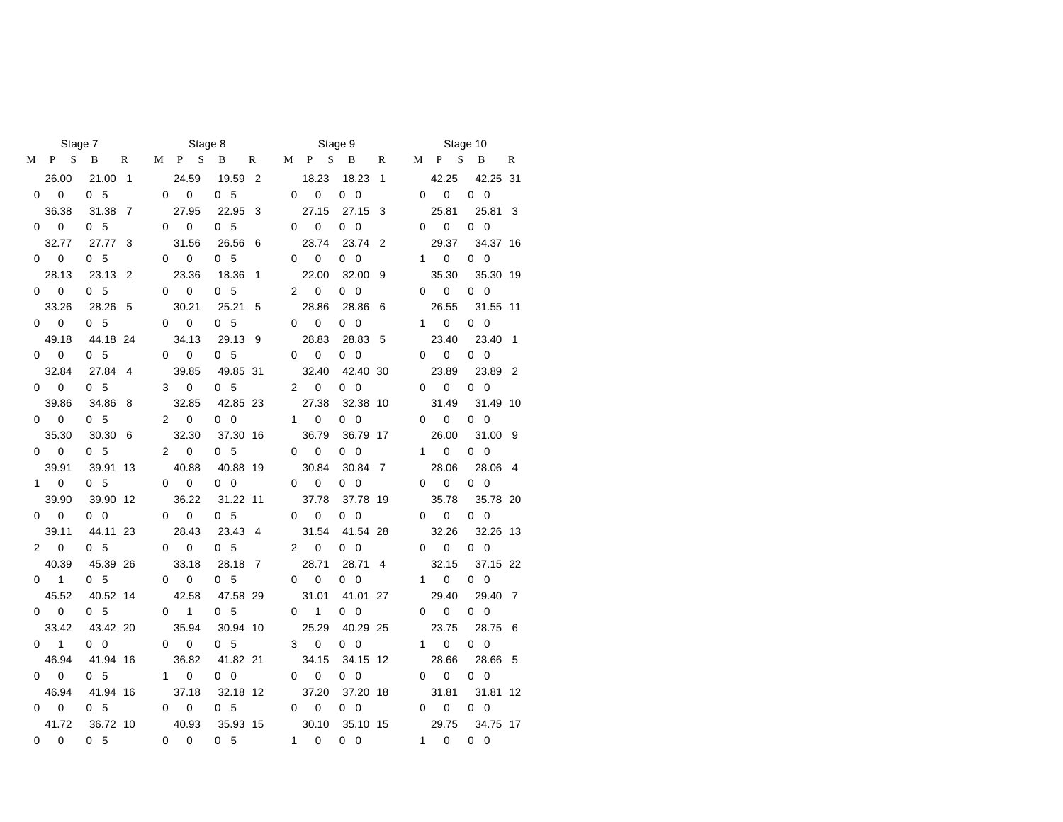| Stage 7 | | | | | Stage 8 | | | | | Stage 9 | | | | | Stage 10 | | | | |
|---|---|---|---|---|---|---|---|---|---|---|---|---|---|---|---|---|---|---|---|
| M | P | S | B | R | M | P | S | B | R | M | P | S | B | R | M | P | S | B | R |
| | 26.00 | | 21.00 | 1 | | 24.59 | | 19.59 | 2 | | 18.23 | | 18.23 | 1 | | 42.25 | | 42.25 | 31 |
| 0 | 0 | 0 | 5 | | 0 | 0 | 0 | 5 | | 0 | 0 | 0 | 0 | | 0 | 0 | 0 | 0 | |
| | 36.38 | | 31.38 | 7 | | 27.95 | | 22.95 | 3 | | 27.15 | | 27.15 | 3 | | 25.81 | | 25.81 | 3 |
| 0 | 0 | 0 | 5 | | 0 | 0 | 0 | 5 | | 0 | 0 | 0 | 0 | | 0 | 0 | 0 | 0 | |
| | 32.77 | | 27.77 | 3 | | 31.56 | | 26.56 | 6 | | 23.74 | | 23.74 | 2 | | 29.37 | | 34.37 | 16 |
| 0 | 0 | 0 | 5 | | 0 | 0 | 0 | 5 | | 0 | 0 | 0 | 0 | | 1 | 0 | 0 | 0 | |
| | 28.13 | | 23.13 | 2 | | 23.36 | | 18.36 | 1 | | 22.00 | | 32.00 | 9 | | 35.30 | | 35.30 | 19 |
| 0 | 0 | 0 | 5 | | 0 | 0 | 0 | 5 | | 2 | 0 | 0 | 0 | | 0 | 0 | 0 | 0 | |
| | 33.26 | | 28.26 | 5 | | 30.21 | | 25.21 | 5 | | 28.86 | | 28.86 | 6 | | 26.55 | | 31.55 | 11 |
| 0 | 0 | 0 | 5 | | 0 | 0 | 0 | 5 | | 0 | 0 | 0 | 0 | | 1 | 0 | 0 | 0 | |
| | 49.18 | | 44.18 | 24 | | 34.13 | | 29.13 | 9 | | 28.83 | | 28.83 | 5 | | 23.40 | | 23.40 | 1 |
| 0 | 0 | 0 | 5 | | 0 | 0 | 0 | 5 | | 0 | 0 | 0 | 0 | | 0 | 0 | 0 | 0 | |
| | 32.84 | | 27.84 | 4 | | 39.85 | | 49.85 | 31 | | 32.40 | | 42.40 | 30 | | 23.89 | | 23.89 | 2 |
| 0 | 0 | 0 | 5 | | 3 | 0 | 0 | 5 | | 2 | 0 | 0 | 0 | | 0 | 0 | 0 | 0 | |
| | 39.86 | | 34.86 | 8 | | 32.85 | | 42.85 | 23 | | 27.38 | | 32.38 | 10 | | 31.49 | | 31.49 | 10 |
| 0 | 0 | 0 | 5 | | 2 | 0 | 0 | 0 | | 1 | 0 | 0 | 0 | | 0 | 0 | 0 | 0 | |
| | 35.30 | | 30.30 | 6 | | 32.30 | | 37.30 | 16 | | 36.79 | | 36.79 | 17 | | 26.00 | | 31.00 | 9 |
| 0 | 0 | 0 | 5 | | 2 | 0 | 0 | 5 | | 0 | 0 | 0 | 0 | | 1 | 0 | 0 | 0 | |
| | 39.91 | | 39.91 | 13 | | 40.88 | | 40.88 | 19 | | 30.84 | | 30.84 | 7 | | 28.06 | | 28.06 | 4 |
| 1 | 0 | 0 | 5 | | 0 | 0 | 0 | 0 | | 0 | 0 | 0 | 0 | | 0 | 0 | 0 | 0 | |
| | 39.90 | | 39.90 | 12 | | 36.22 | | 31.22 | 11 | | 37.78 | | 37.78 | 19 | | 35.78 | | 35.78 | 20 |
| 0 | 0 | 0 | 0 | | 0 | 0 | 0 | 5 | | 0 | 0 | 0 | 0 | | 0 | 0 | 0 | 0 | |
| | 39.11 | | 44.11 | 23 | | 28.43 | | 23.43 | 4 | | 31.54 | | 41.54 | 28 | | 32.26 | | 32.26 | 13 |
| 2 | 0 | 0 | 5 | | 0 | 0 | 0 | 5 | | 2 | 0 | 0 | 0 | | 0 | 0 | 0 | 0 | |
| | 40.39 | | 45.39 | 26 | | 33.18 | | 28.18 | 7 | | 28.71 | | 28.71 | 4 | | 32.15 | | 37.15 | 22 |
| 0 | 1 | 0 | 5 | | 0 | 0 | 0 | 5 | | 0 | 0 | 0 | 0 | | 1 | 0 | 0 | 0 | |
| | 45.52 | | 40.52 | 14 | | 42.58 | | 47.58 | 29 | | 31.01 | | 41.01 | 27 | | 29.40 | | 29.40 | 7 |
| 0 | 0 | 0 | 5 | | 0 | 1 | 0 | 5 | | 0 | 1 | 0 | 0 | | 0 | 0 | 0 | 0 | |
| | 33.42 | | 43.42 | 20 | | 35.94 | | 30.94 | 10 | | 25.29 | | 40.29 | 25 | | 23.75 | | 28.75 | 6 |
| 0 | 1 | 0 | 0 | | 0 | 0 | 0 | 5 | | 3 | 0 | 0 | 0 | | 1 | 0 | 0 | 0 | |
| | 46.94 | | 41.94 | 16 | | 36.82 | | 41.82 | 21 | | 34.15 | | 34.15 | 12 | | 28.66 | | 28.66 | 5 |
| 0 | 0 | 0 | 5 | | 1 | 0 | 0 | 0 | | 0 | 0 | 0 | 0 | | 0 | 0 | 0 | 0 | |
| | 46.94 | | 41.94 | 16 | | 37.18 | | 32.18 | 12 | | 37.20 | | 37.20 | 18 | | 31.81 | | 31.81 | 12 |
| 0 | 0 | 0 | 5 | | 0 | 0 | 0 | 5 | | 0 | 0 | 0 | 0 | | 0 | 0 | 0 | 0 | |
| | 41.72 | | 36.72 | 10 | | 40.93 | | 35.93 | 15 | | 30.10 | | 35.10 | 15 | | 29.75 | | 34.75 | 17 |
| 0 | 0 | 0 | 5 | | 0 | 0 | 0 | 5 | | 1 | 0 | 0 | 0 | | 1 | 0 | 0 | 0 | |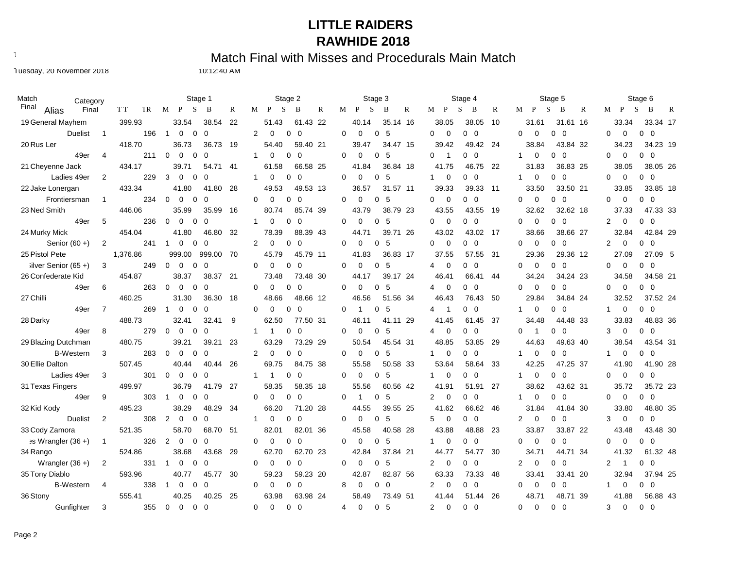# LITTLE RAIDERS

## RAWHIDE 2018

### Match Final with Misses and Procedurals Main Match

Tuesday, 20 November 2018 10:12:40 AM

| Match Final | Alias / Category | Category Final | TT / TR | Stage 1 M P S B | Stage 1 R | Stage 2 M P S B | Stage 2 R | Stage 3 M P S B | Stage 3 R | Stage 4 M P S B | Stage 4 R | Stage 5 M P S B | Stage 5 R | Stage 6 M P S B | Stage 6 R |
|---|---|---|---|---|---|---|---|---|---|---|---|---|---|---|---|
| 19 | General Mayhem | | 399.93 | 33.54 38.54 | 22 | 51.43 61.43 | 22 | 40.14 35.14 | 16 | 38.05 38.05 | 10 | 31.61 31.61 | 16 | 33.34 33.34 | 17 |
| | Duelist | 1 | 196 | 1 0 0 0 | | 2 0 0 0 | | 0 0 0 5 | | 0 0 0 0 | | 0 0 0 0 | | 0 0 0 0 | |
| 20 | Rus Ler | | 418.70 | 36.73 36.73 | 19 | 54.40 59.40 | 21 | 39.47 34.47 | 15 | 39.42 49.42 | 24 | 38.84 43.84 | 32 | 34.23 34.23 | 19 |
| | 49er | 4 | 211 | 0 0 0 0 | | 1 0 0 0 | | 0 0 0 5 | | 0 1 0 0 | | 1 0 0 0 | | 0 0 0 0 | |
| 21 | Cheyenne Jack | | 434.17 | 39.71 54.71 | 41 | 61.58 66.58 | 25 | 41.84 36.84 | 18 | 41.75 46.75 | 22 | 31.83 36.83 | 25 | 38.05 38.05 | 26 |
| | Ladies 49er | 2 | 229 | 3 0 0 0 | | 1 0 0 0 | | 0 0 0 5 | | 1 0 0 0 | | 1 0 0 0 | | 0 0 0 0 | |
| 22 | Jake Lonergan | | 433.34 | 41.80 41.80 | 28 | 49.53 49.53 | 13 | 36.57 31.57 | 11 | 39.33 39.33 | 11 | 33.50 33.50 | 21 | 33.85 33.85 | 18 |
| | Frontiersman | 1 | 234 | 0 0 0 0 | | 0 0 0 0 | | 0 0 0 5 | | 0 0 0 0 | | 0 0 0 0 | | 0 0 0 0 | |
| 23 | Ned Smith | | 446.06 | 35.99 35.99 | 16 | 80.74 85.74 | 39 | 43.79 38.79 | 23 | 43.55 43.55 | 19 | 32.62 32.62 | 18 | 37.33 47.33 | 33 |
| | 49er | 5 | 236 | 0 0 0 0 | | 1 0 0 0 | | 0 0 0 5 | | 0 0 0 0 | | 0 0 0 0 | | 2 0 0 0 | |
| 24 | Murky Mick | | 454.04 | 41.80 46.80 | 32 | 78.39 88.39 | 43 | 44.71 39.71 | 26 | 43.02 43.02 | 17 | 38.66 38.66 | 27 | 32.84 42.84 | 29 |
| | Senior (60 +) | 2 | 241 | 1 0 0 0 | | 2 0 0 0 | | 0 0 0 5 | | 0 0 0 0 | | 0 0 0 0 | | 2 0 0 0 | |
| 25 | Pistol Pete | | 1,376.86 | 999.00 999.00 | 70 | 45.79 45.79 | 11 | 41.83 36.83 | 17 | 37.55 57.55 | 31 | 29.36 29.36 | 12 | 27.09 27.09 | 5 |
| | Silver Senior (65 +) | 3 | 249 | 0 0 0 0 | | 0 0 0 0 | | 0 0 0 5 | | 4 0 0 0 | | 0 0 0 0 | | 0 0 0 0 | |
| 26 | Confederate Kid | | 454.87 | 38.37 38.37 | 21 | 73.48 73.48 | 30 | 44.17 39.17 | 24 | 46.41 66.41 | 44 | 34.24 34.24 | 23 | 34.58 34.58 | 21 |
| | 49er | 6 | 263 | 0 0 0 0 | | 0 0 0 0 | | 0 0 0 5 | | 4 0 0 0 | | 0 0 0 0 | | 0 0 0 0 | |
| 27 | Chilli | | 460.25 | 31.30 36.30 | 18 | 48.66 48.66 | 12 | 46.56 51.56 | 34 | 46.43 76.43 | 50 | 29.84 34.84 | 24 | 32.52 37.52 | 24 |
| | 49er | 7 | 269 | 1 0 0 0 | | 0 0 0 0 | | 0 1 0 5 | | 4 1 0 0 | | 1 0 0 0 | | 1 0 0 0 | |
| 28 | Darky | | 488.73 | 32.41 32.41 | 9 | 62.50 77.50 | 31 | 46.11 41.11 | 29 | 41.45 61.45 | 37 | 34.48 44.48 | 33 | 33.83 48.83 | 36 |
| | 49er | 8 | 279 | 0 0 0 0 | | 1 1 0 0 | | 0 0 0 5 | | 4 0 0 0 | | 0 1 0 0 | | 3 0 0 0 | |
| 29 | Blazing Dutchman | | 480.75 | 39.21 39.21 | 23 | 63.29 73.29 | 29 | 50.54 45.54 | 31 | 48.85 53.85 | 29 | 44.63 49.63 | 40 | 38.54 43.54 | 31 |
| | B-Western | 3 | 283 | 0 0 0 0 | | 2 0 0 0 | | 0 0 0 5 | | 1 0 0 0 | | 1 0 0 0 | | 1 0 0 0 | |
| 30 | Ellie Dalton | | 507.45 | 40.44 40.44 | 26 | 69.75 84.75 | 38 | 55.58 50.58 | 33 | 53.64 58.64 | 33 | 42.25 47.25 | 37 | 41.90 41.90 | 28 |
| | Ladies 49er | 3 | 301 | 0 0 0 0 | | 1 1 0 0 | | 0 0 0 5 | | 1 0 0 0 | | 1 0 0 0 | | 0 0 0 0 | |
| 31 | Texas Fingers | | 499.97 | 36.79 41.79 | 27 | 58.35 58.35 | 18 | 55.56 60.56 | 42 | 41.91 51.91 | 27 | 38.62 43.62 | 31 | 35.72 35.72 | 23 |
| | 49er | 9 | 303 | 1 0 0 0 | | 0 0 0 0 | | 0 1 0 5 | | 2 0 0 0 | | 1 0 0 0 | | 0 0 0 0 | |
| 32 | Kid Kody | | 495.23 | 38.29 48.29 | 34 | 66.20 71.20 | 28 | 44.55 39.55 | 25 | 41.62 66.62 | 46 | 31.84 41.84 | 30 | 33.80 48.80 | 35 |
| | Duelist | 2 | 308 | 2 0 0 0 | | 1 0 0 0 | | 0 0 0 5 | | 5 0 0 0 | | 2 0 0 0 | | 3 0 0 0 | |
| 33 | Cody Zamora | | 521.35 | 58.70 68.70 | 51 | 82.01 82.01 | 36 | 45.58 40.58 | 28 | 43.88 48.88 | 23 | 33.87 33.87 | 22 | 43.48 43.48 | 30 |
| | Ladies Wrangler (36 +) | 1 | 326 | 2 0 0 0 | | 0 0 0 0 | | 0 0 0 5 | | 1 0 0 0 | | 0 0 0 0 | | 0 0 0 0 | |
| 34 | Rango | | 524.86 | 38.68 43.68 | 29 | 62.70 62.70 | 23 | 42.84 37.84 | 21 | 44.77 54.77 | 30 | 34.71 44.71 | 34 | 41.32 61.32 | 48 |
| | Wrangler (36 +) | 2 | 331 | 1 0 0 0 | | 0 0 0 0 | | 0 0 0 5 | | 2 0 0 0 | | 2 0 0 0 | | 2 1 0 0 | |
| 35 | Tony Diablo | | 593.96 | 40.77 45.77 | 30 | 59.23 59.23 | 20 | 42.87 82.87 | 56 | 63.33 73.33 | 48 | 33.41 33.41 | 20 | 32.94 37.94 | 25 |
| | B-Western | 4 | 338 | 1 0 0 0 | | 0 0 0 0 | | 8 0 0 0 | | 2 0 0 0 | | 0 0 0 0 | | 1 0 0 0 | |
| 36 | Stony | | 555.41 | 40.25 40.25 | 25 | 63.98 63.98 | 24 | 58.49 73.49 | 51 | 41.44 51.44 | 26 | 48.71 48.71 | 39 | 41.88 56.88 | 43 |
| | Gunfighter | 3 | 355 | 0 0 0 0 | | 0 0 0 0 | | 4 0 0 5 | | 2 0 0 0 | | 0 0 0 0 | | 3 0 0 0 | |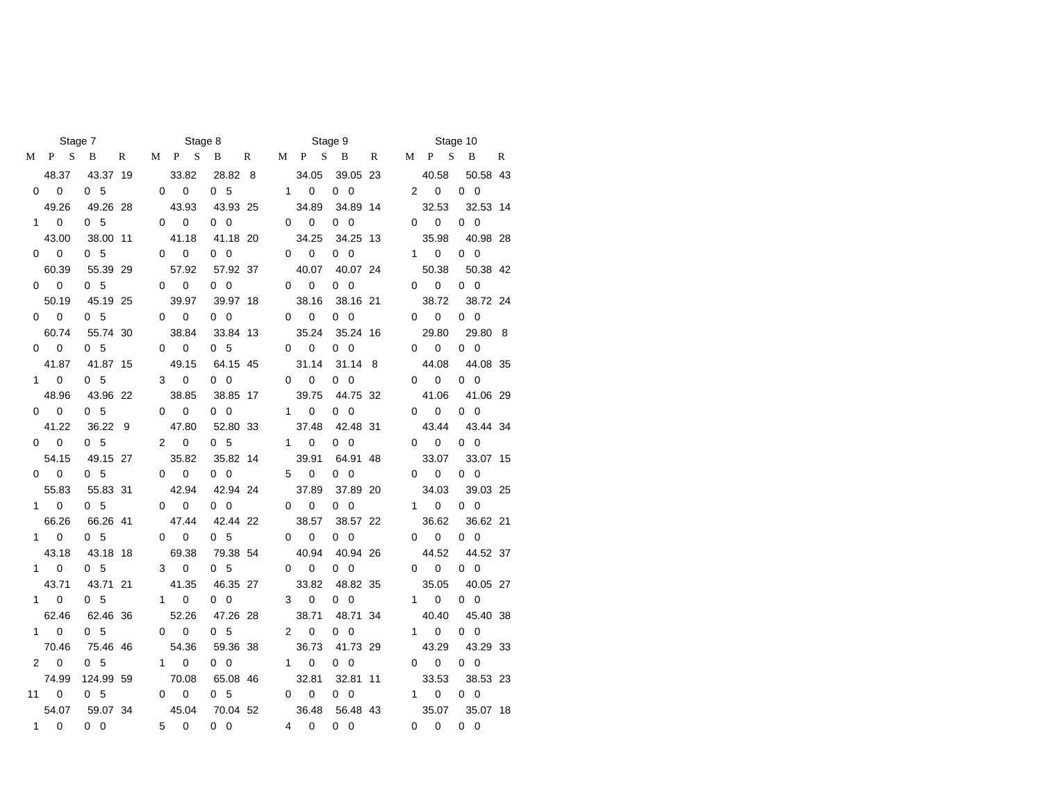| Stage 7 | | | | | Stage 8 | | | | | Stage 9 | | | | | Stage 10 | | | | |
|---|---|---|---|---|---|---|---|---|---|---|---|---|---|---|---|---|---|---|---|
| M | P | S | B | R | M | P | S | B | R | M | P | S | B | R | M | P | S | B | R |
| | 48.37 | | 43.37 | 19 | | 33.82 | | 28.82 | 8 | | 34.05 | | 39.05 | 23 | | 40.58 | | 50.58 | 43 |
| 0 | 0 | 0 | 5 | | 0 | 0 | 0 | 5 | | 1 | 0 | 0 | 0 | | 2 | 0 | 0 | 0 | |
| | 49.26 | | 49.26 | 28 | | 43.93 | | 43.93 | 25 | | 34.89 | | 34.89 | 14 | | 32.53 | | 32.53 | 14 |
| 1 | 0 | 0 | 5 | | 0 | 0 | 0 | 0 | | 0 | 0 | 0 | 0 | | 0 | 0 | 0 | 0 | |
| | 43.00 | | 38.00 | 11 | | 41.18 | | 41.18 | 20 | | 34.25 | | 34.25 | 13 | | 35.98 | | 40.98 | 28 |
| 0 | 0 | 0 | 5 | | 0 | 0 | 0 | 0 | | 0 | 0 | 0 | 0 | | 1 | 0 | 0 | 0 | |
| | 60.39 | | 55.39 | 29 | | 57.92 | | 57.92 | 37 | | 40.07 | | 40.07 | 24 | | 50.38 | | 50.38 | 42 |
| 0 | 0 | 0 | 5 | | 0 | 0 | 0 | 0 | | 0 | 0 | 0 | 0 | | 0 | 0 | 0 | 0 | |
| | 50.19 | | 45.19 | 25 | | 39.97 | | 39.97 | 18 | | 38.16 | | 38.16 | 21 | | 38.72 | | 38.72 | 24 |
| 0 | 0 | 0 | 5 | | 0 | 0 | 0 | 0 | | 0 | 0 | 0 | 0 | | 0 | 0 | 0 | 0 | |
| | 60.74 | | 55.74 | 30 | | 38.84 | | 33.84 | 13 | | 35.24 | | 35.24 | 16 | | 29.80 | | 29.80 | 8 |
| 0 | 0 | 0 | 5 | | 0 | 0 | 0 | 5 | | 0 | 0 | 0 | 0 | | 0 | 0 | 0 | 0 | |
| | 41.87 | | 41.87 | 15 | | 49.15 | | 64.15 | 45 | | 31.14 | | 31.14 | 8 | | 44.08 | | 44.08 | 35 |
| 1 | 0 | 0 | 5 | | 3 | 0 | 0 | 0 | | 0 | 0 | 0 | 0 | | 0 | 0 | 0 | 0 | |
| | 48.96 | | 43.96 | 22 | | 38.85 | | 38.85 | 17 | | 39.75 | | 44.75 | 32 | | 41.06 | | 41.06 | 29 |
| 0 | 0 | 0 | 5 | | 0 | 0 | 0 | 0 | | 1 | 0 | 0 | 0 | | 0 | 0 | 0 | 0 | |
| | 41.22 | | 36.22 | 9 | | 47.80 | | 52.80 | 33 | | 37.48 | | 42.48 | 31 | | 43.44 | | 43.44 | 34 |
| 0 | 0 | 0 | 5 | | 2 | 0 | 0 | 5 | | 1 | 0 | 0 | 0 | | 0 | 0 | 0 | 0 | |
| | 54.15 | | 49.15 | 27 | | 35.82 | | 35.82 | 14 | | 39.91 | | 64.91 | 48 | | 33.07 | | 33.07 | 15 |
| 0 | 0 | 0 | 5 | | 0 | 0 | 0 | 0 | | 5 | 0 | 0 | 0 | | 0 | 0 | 0 | 0 | |
| | 55.83 | | 55.83 | 31 | | 42.94 | | 42.94 | 24 | | 37.89 | | 37.89 | 20 | | 34.03 | | 39.03 | 25 |
| 1 | 0 | 0 | 5 | | 0 | 0 | 0 | 0 | | 0 | 0 | 0 | 0 | | 1 | 0 | 0 | 0 | |
| | 66.26 | | 66.26 | 41 | | 47.44 | | 42.44 | 22 | | 38.57 | | 38.57 | 22 | | 36.62 | | 36.62 | 21 |
| 1 | 0 | 0 | 5 | | 0 | 0 | 0 | 5 | | 0 | 0 | 0 | 0 | | 0 | 0 | 0 | 0 | |
| | 43.18 | | 43.18 | 18 | | 69.38 | | 79.38 | 54 | | 40.94 | | 40.94 | 26 | | 44.52 | | 44.52 | 37 |
| 1 | 0 | 0 | 5 | | 3 | 0 | 0 | 5 | | 0 | 0 | 0 | 0 | | 0 | 0 | 0 | 0 | |
| | 43.71 | | 43.71 | 21 | | 41.35 | | 46.35 | 27 | | 33.82 | | 48.82 | 35 | | 35.05 | | 40.05 | 27 |
| 1 | 0 | 0 | 5 | | 1 | 0 | 0 | 0 | | 3 | 0 | 0 | 0 | | 1 | 0 | 0 | 0 | |
| | 62.46 | | 62.46 | 36 | | 52.26 | | 47.26 | 28 | | 38.71 | | 48.71 | 34 | | 40.40 | | 45.40 | 38 |
| 1 | 0 | 0 | 5 | | 0 | 0 | 0 | 5 | | 2 | 0 | 0 | 0 | | 1 | 0 | 0 | 0 | |
| | 70.46 | | 75.46 | 46 | | 54.36 | | 59.36 | 38 | | 36.73 | | 41.73 | 29 | | 43.29 | | 43.29 | 33 |
| 2 | 0 | 0 | 5 | | 1 | 0 | 0 | 0 | | 1 | 0 | 0 | 0 | | 0 | 0 | 0 | 0 | |
| | 74.99 | | 124.99 | 59 | | 70.08 | | 65.08 | 46 | | 32.81 | | 32.81 | 11 | | 33.53 | | 38.53 | 23 |
| 11 | 0 | 0 | 5 | | 0 | 0 | 0 | 5 | | 0 | 0 | 0 | 0 | | 1 | 0 | 0 | 0 | |
| | 54.07 | | 59.07 | 34 | | 45.04 | | 70.04 | 52 | | 36.48 | | 56.48 | 43 | | 35.07 | | 35.07 | 18 |
| 1 | 0 | 0 | 0 | | 5 | 0 | 0 | 0 | | 4 | 0 | 0 | 0 | | 0 | 0 | 0 | 0 | |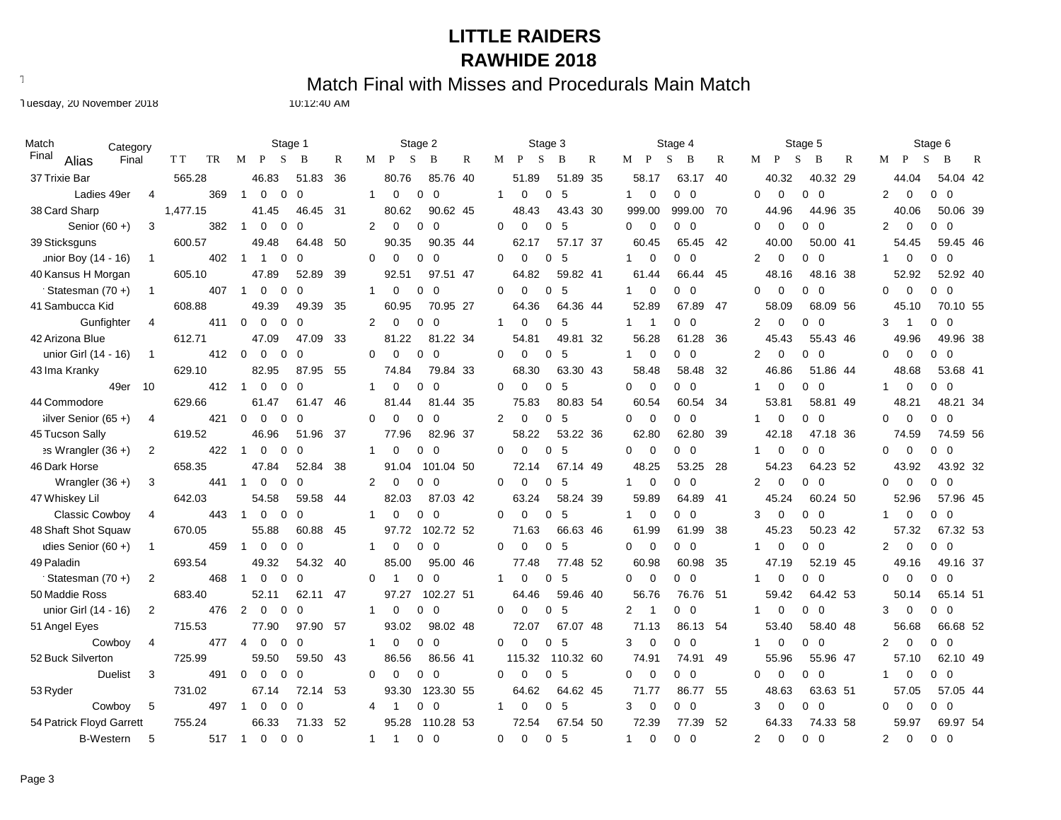# LITTLE RAIDERS

# RAWHIDE 2018

## Match Final with Misses and Procedurals Main Match

Tuesday, 20 November 2018 10:12:40 AM

| Match Final | Alias / Category | Category Final | TT | TR | Stage 1 M | P | S | B | Stage 1 R | Stage 2 M | P | S | B | Stage 2 R | Stage 3 M | P | S | B | Stage 3 R | Stage 4 M | P | S | B | Stage 4 R | Stage 5 M | P | S | B | Stage 5 R | Stage 6 M | P | S | B | Stage 6 R |
|---|---|---|---|---|---|---|---|---|---|---|---|---|---|---|---|---|---|---|---|---|---|---|---|---|---|---|---|---|---|---|---|---|---|---|
| 37 | Trixie Bar | | 565.28 | | 46.83 | | | 51.83 | 36 | 80.76 | | | 85.76 | 40 | 51.89 | | | 51.89 | 35 | 58.17 | | | 63.17 | 40 | 40.32 | | | 40.32 | 29 | 44.04 | | | 54.04 | 42 |
| | Ladies 49er | 4 | | 369 | 1 | 0 | 0 | 0 | | 1 | 0 | 0 | 0 | | 1 | 0 | 0 | 5 | | 1 | 0 | 0 | 0 | | 0 | 0 | 0 | 0 | | 2 | 0 | 0 | 0 | |
| 38 | Card Sharp | | 1,477.15 | | 41.45 | | | 46.45 | 31 | 80.62 | | | 90.62 | 45 | 48.43 | | | 43.43 | 30 | 999.00 | | | 999.00 | 70 | 44.96 | | | 44.96 | 35 | 40.06 | | | 50.06 | 39 |
| | Senior (60 +) | 3 | | 382 | 1 | 0 | 0 | 0 | | 2 | 0 | 0 | 0 | | 0 | 0 | 0 | 5 | | 0 | 0 | 0 | 0 | | 0 | 0 | 0 | 0 | | 2 | 0 | 0 | 0 | |
| 39 | Sticksguns | | 600.57 | | 49.48 | | | 64.48 | 50 | 90.35 | | | 90.35 | 44 | 62.17 | | | 57.17 | 37 | 60.45 | | | 65.45 | 42 | 40.00 | | | 50.00 | 41 | 54.45 | | | 59.45 | 46 |
| | Junior Boy (14 - 16) | 1 | | 402 | 1 | 1 | 0 | 0 | | 0 | 0 | 0 | 0 | | 0 | 0 | 0 | 5 | | 1 | 0 | 0 | 0 | | 2 | 0 | 0 | 0 | | 1 | 0 | 0 | 0 | |
| 40 | Kansus H Morgan | | 605.10 | | 47.89 | | | 52.89 | 39 | 92.51 | | | 97.51 | 47 | 64.82 | | | 59.82 | 41 | 61.44 | | | 66.44 | 45 | 48.16 | | | 48.16 | 38 | 52.92 | | | 52.92 | 40 |
| | Statesman (70 +) | 1 | | 407 | 1 | 0 | 0 | 0 | | 1 | 0 | 0 | 0 | | 0 | 0 | 0 | 5 | | 1 | 0 | 0 | 0 | | 0 | 0 | 0 | 0 | | 0 | 0 | 0 | 0 | |
| 41 | Sambucca Kid | | 608.88 | | 49.39 | | | 49.39 | 35 | 60.95 | | | 70.95 | 27 | 64.36 | | | 64.36 | 44 | 52.89 | | | 67.89 | 47 | 58.09 | | | 68.09 | 56 | 45.10 | | | 70.10 | 55 |
| | Gunfighter | 4 | | 411 | 0 | 0 | 0 | 0 | | 2 | 0 | 0 | 0 | | 1 | 0 | 0 | 5 | | 1 | 1 | 0 | 0 | | 2 | 0 | 0 | 0 | | 3 | 1 | 0 | 0 | |
| 42 | Arizona Blue | | 612.71 | | 47.09 | | | 47.09 | 33 | 81.22 | | | 81.22 | 34 | 54.81 | | | 49.81 | 32 | 56.28 | | | 61.28 | 36 | 45.43 | | | 55.43 | 46 | 49.96 | | | 49.96 | 38 |
| | Junior Girl (14 - 16) | 1 | | 412 | 0 | 0 | 0 | 0 | | 0 | 0 | 0 | 0 | | 0 | 0 | 0 | 5 | | 1 | 0 | 0 | 0 | | 2 | 0 | 0 | 0 | | 0 | 0 | 0 | 0 | |
| 43 | Ima Kranky | | 629.10 | | 82.95 | | | 87.95 | 55 | 74.84 | | | 79.84 | 33 | 68.30 | | | 63.30 | 43 | 58.48 | | | 58.48 | 32 | 46.86 | | | 51.86 | 44 | 48.68 | | | 53.68 | 41 |
| | 49er | 10 | | 412 | 1 | 0 | 0 | 0 | | 1 | 0 | 0 | 0 | | 0 | 0 | 0 | 5 | | 0 | 0 | 0 | 0 | | 1 | 0 | 0 | 0 | | 1 | 0 | 0 | 0 | |
| 44 | Commodore | | 629.66 | | 61.47 | | | 61.47 | 46 | 81.44 | | | 81.44 | 35 | 75.83 | | | 80.83 | 54 | 60.54 | | | 60.54 | 34 | 53.81 | | | 58.81 | 49 | 48.21 | | | 48.21 | 34 |
| | Silver Senior (65 +) | 4 | | 421 | 0 | 0 | 0 | 0 | | 0 | 0 | 0 | 0 | | 2 | 0 | 0 | 5 | | 0 | 0 | 0 | 0 | | 1 | 0 | 0 | 0 | | 0 | 0 | 0 | 0 | |
| 45 | Tucson Sally | | 619.52 | | 46.96 | | | 51.96 | 37 | 77.96 | | | 82.96 | 37 | 58.22 | | | 53.22 | 36 | 62.80 | | | 62.80 | 39 | 42.18 | | | 47.18 | 36 | 74.59 | | | 74.59 | 56 |
| | Ladies Wrangler (36 +) | 2 | | 422 | 1 | 0 | 0 | 0 | | 1 | 0 | 0 | 0 | | 0 | 0 | 0 | 5 | | 0 | 0 | 0 | 0 | | 1 | 0 | 0 | 0 | | 0 | 0 | 0 | 0 | |
| 46 | Dark Horse | | 658.35 | | 47.84 | | | 52.84 | 38 | 91.04 | | | 101.04 | 50 | 72.14 | | | 67.14 | 49 | 48.25 | | | 53.25 | 28 | 54.23 | | | 64.23 | 52 | 43.92 | | | 43.92 | 32 |
| | Wrangler (36 +) | 3 | | 441 | 1 | 0 | 0 | 0 | | 2 | 0 | 0 | 0 | | 0 | 0 | 0 | 5 | | 1 | 0 | 0 | 0 | | 2 | 0 | 0 | 0 | | 0 | 0 | 0 | 0 | |
| 47 | Whiskey Lil | | 642.03 | | 54.58 | | | 59.58 | 44 | 82.03 | | | 87.03 | 42 | 63.24 | | | 58.24 | 39 | 59.89 | | | 64.89 | 41 | 45.24 | | | 60.24 | 50 | 52.96 | | | 57.96 | 45 |
| | Classic Cowboy | 4 | | 443 | 1 | 0 | 0 | 0 | | 1 | 0 | 0 | 0 | | 0 | 0 | 0 | 5 | | 1 | 0 | 0 | 0 | | 3 | 0 | 0 | 0 | | 1 | 0 | 0 | 0 | |
| 48 | Shaft Shot Squaw | | 670.05 | | 55.88 | | | 60.88 | 45 | 97.72 | | | 102.72 | 52 | 71.63 | | | 66.63 | 46 | 61.99 | | | 61.99 | 38 | 45.23 | | | 50.23 | 42 | 57.32 | | | 67.32 | 53 |
| | Ladies Senior (60 +) | 1 | | 459 | 1 | 0 | 0 | 0 | | 1 | 0 | 0 | 0 | | 0 | 0 | 0 | 5 | | 0 | 0 | 0 | 0 | | 1 | 0 | 0 | 0 | | 2 | 0 | 0 | 0 | |
| 49 | Paladin | | 693.54 | | 49.32 | | | 54.32 | 40 | 85.00 | | | 95.00 | 46 | 77.48 | | | 77.48 | 52 | 60.98 | | | 60.98 | 35 | 47.19 | | | 52.19 | 45 | 49.16 | | | 49.16 | 37 |
| | Statesman (70 +) | 2 | | 468 | 1 | 0 | 0 | 0 | | 0 | 1 | 0 | 0 | | 1 | 0 | 0 | 5 | | 0 | 0 | 0 | 0 | | 1 | 0 | 0 | 0 | | 0 | 0 | 0 | 0 | |
| 50 | Maddie Ross | | 683.40 | | 52.11 | | | 62.11 | 47 | 97.27 | | | 102.27 | 51 | 64.46 | | | 59.46 | 40 | 56.76 | | | 76.76 | 51 | 59.42 | | | 64.42 | 53 | 50.14 | | | 65.14 | 51 |
| | Junior Girl (14 - 16) | 2 | | 476 | 2 | 0 | 0 | 0 | | 1 | 0 | 0 | 0 | | 0 | 0 | 0 | 5 | | 2 | 1 | 0 | 0 | | 1 | 0 | 0 | 0 | | 3 | 0 | 0 | 0 | |
| 51 | Angel Eyes | | 715.53 | | 77.90 | | | 97.90 | 57 | 93.02 | | | 98.02 | 48 | 72.07 | | | 67.07 | 48 | 71.13 | | | 86.13 | 54 | 53.40 | | | 58.40 | 48 | 56.68 | | | 66.68 | 52 |
| | Cowboy | 4 | | 477 | 4 | 0 | 0 | 0 | | 1 | 0 | 0 | 0 | | 0 | 0 | 0 | 5 | | 3 | 0 | 0 | 0 | | 1 | 0 | 0 | 0 | | 2 | 0 | 0 | 0 | |
| 52 | Buck Silverton | | 725.99 | | 59.50 | | | 59.50 | 43 | 86.56 | | | 86.56 | 41 | 115.32 | | | 110.32 | 60 | 74.91 | | | 74.91 | 49 | 55.96 | | | 55.96 | 47 | 57.10 | | | 62.10 | 49 |
| | Duelist | 3 | | 491 | 0 | 0 | 0 | 0 | | 0 | 0 | 0 | 0 | | 0 | 0 | 0 | 5 | | 0 | 0 | 0 | 0 | | 0 | 0 | 0 | 0 | | 1 | 0 | 0 | 0 | |
| 53 | Ryder | | 731.02 | | 67.14 | | | 72.14 | 53 | 93.30 | | | 123.30 | 55 | 64.62 | | | 64.62 | 45 | 71.77 | | | 86.77 | 55 | 48.63 | | | 63.63 | 51 | 57.05 | | | 57.05 | 44 |
| | Cowboy | 5 | | 497 | 1 | 0 | 0 | 0 | | 4 | 1 | 0 | 0 | | 1 | 0 | 0 | 5 | | 3 | 0 | 0 | 0 | | 3 | 0 | 0 | 0 | | 0 | 0 | 0 | 0 | |
| 54 | Patrick Floyd Garrett | | 755.24 | | 66.33 | | | 71.33 | 52 | 95.28 | | | 110.28 | 53 | 72.54 | | | 67.54 | 50 | 72.39 | | | 77.39 | 52 | 64.33 | | | 74.33 | 58 | 59.97 | | | 69.97 | 54 |
| | B-Western | 5 | | 517 | 1 | 0 | 0 | 0 | | 1 | 1 | 0 | 0 | | 0 | 0 | 0 | 5 | | 1 | 0 | 0 | 0 | | 2 | 0 | 0 | 0 | | 2 | 0 | 0 | 0 | |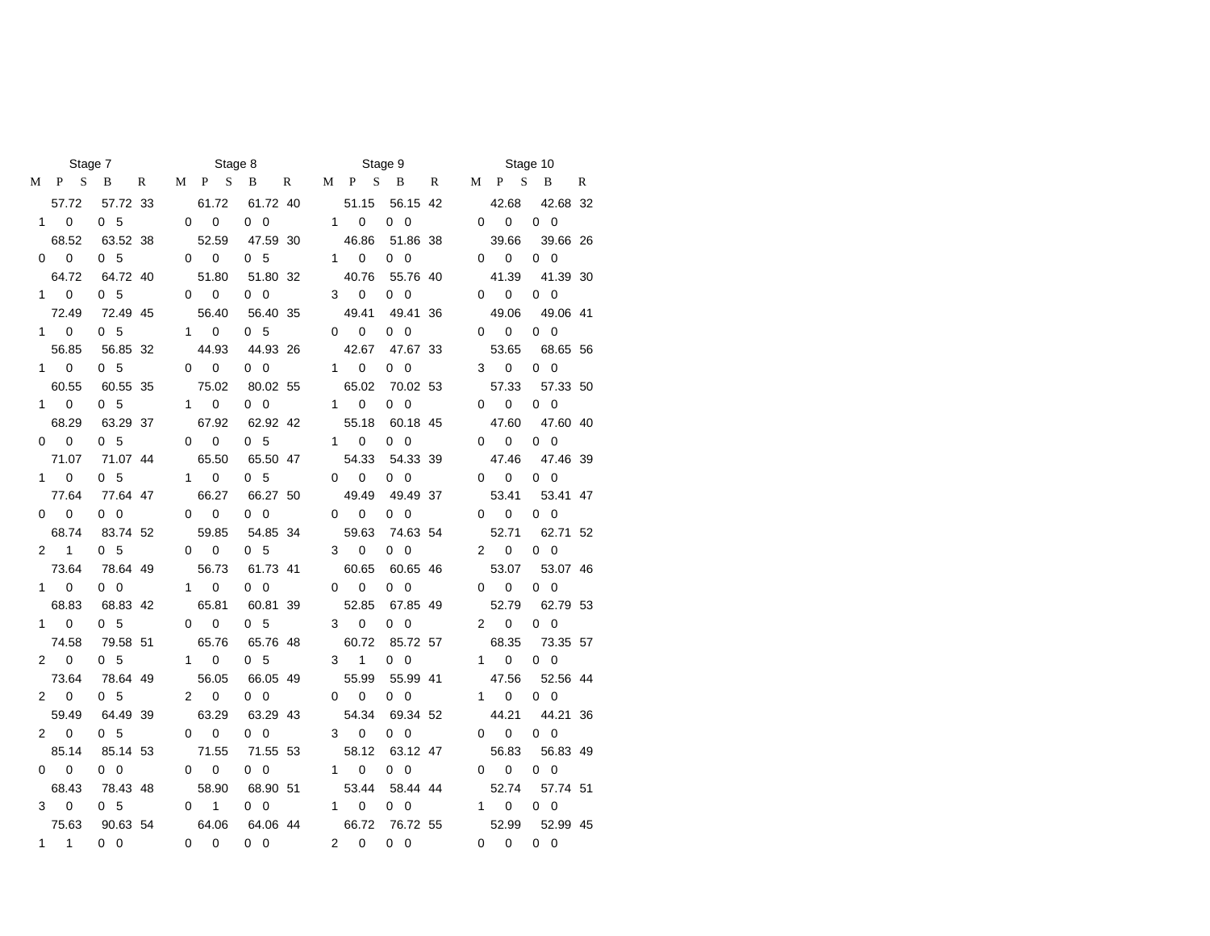| Stage 7 | | | | | Stage 8 | | | | | Stage 9 | | | | | Stage 10 | | | | |
|---|---|---|---|---|---|---|---|---|---|---|---|---|---|---|---|---|---|---|---|
| M | P | S | B | R | M | P | S | B | R | M | P | S | B | R | M | P | S | B | R |
| | 57.72 | | 57.72 | 33 | | 61.72 | | 61.72 | 40 | | 51.15 | | 56.15 | 42 | | 42.68 | | 42.68 | 32 |
| 1 | 0 | 0 | 5 | | 0 | 0 | 0 | 0 | | 1 | 0 | 0 | 0 | | 0 | 0 | 0 | 0 | |
| | 68.52 | | 63.52 | 38 | | 52.59 | | 47.59 | 30 | | 46.86 | | 51.86 | 38 | | 39.66 | | 39.66 | 26 |
| 0 | 0 | 0 | 5 | | 0 | 0 | 0 | 5 | | 1 | 0 | 0 | 0 | | 0 | 0 | 0 | 0 | |
| | 64.72 | | 64.72 | 40 | | 51.80 | | 51.80 | 32 | | 40.76 | | 55.76 | 40 | | 41.39 | | 41.39 | 30 |
| 1 | 0 | 0 | 5 | | 0 | 0 | 0 | 0 | | 3 | 0 | 0 | 0 | | 0 | 0 | 0 | 0 | |
| | 72.49 | | 72.49 | 45 | | 56.40 | | 56.40 | 35 | | 49.41 | | 49.41 | 36 | | 49.06 | | 49.06 | 41 |
| 1 | 0 | 0 | 5 | | 1 | 0 | 0 | 5 | | 0 | 0 | 0 | 0 | | 0 | 0 | 0 | 0 | |
| | 56.85 | | 56.85 | 32 | | 44.93 | | 44.93 | 26 | | 42.67 | | 47.67 | 33 | | 53.65 | | 68.65 | 56 |
| 1 | 0 | 0 | 5 | | 0 | 0 | 0 | 0 | | 1 | 0 | 0 | 0 | | 3 | 0 | 0 | 0 | |
| | 60.55 | | 60.55 | 35 | | 75.02 | | 80.02 | 55 | | 65.02 | | 70.02 | 53 | | 57.33 | | 57.33 | 50 |
| 1 | 0 | 0 | 5 | | 1 | 0 | 0 | 0 | | 1 | 0 | 0 | 0 | | 0 | 0 | 0 | 0 | |
| | 68.29 | | 63.29 | 37 | | 67.92 | | 62.92 | 42 | | 55.18 | | 60.18 | 45 | | 47.60 | | 47.60 | 40 |
| 0 | 0 | 0 | 5 | | 0 | 0 | 0 | 5 | | 1 | 0 | 0 | 0 | | 0 | 0 | 0 | 0 | |
| | 71.07 | | 71.07 | 44 | | 65.50 | | 65.50 | 47 | | 54.33 | | 54.33 | 39 | | 47.46 | | 47.46 | 39 |
| 1 | 0 | 0 | 5 | | 1 | 0 | 0 | 5 | | 0 | 0 | 0 | 0 | | 0 | 0 | 0 | 0 | |
| | 77.64 | | 77.64 | 47 | | 66.27 | | 66.27 | 50 | | 49.49 | | 49.49 | 37 | | 53.41 | | 53.41 | 47 |
| 0 | 0 | 0 | 0 | | 0 | 0 | 0 | 0 | | 0 | 0 | 0 | 0 | | 0 | 0 | 0 | 0 | |
| | 68.74 | | 83.74 | 52 | | 59.85 | | 54.85 | 34 | | 59.63 | | 74.63 | 54 | | 52.71 | | 62.71 | 52 |
| 2 | 1 | 0 | 5 | | 0 | 0 | 0 | 5 | | 3 | 0 | 0 | 0 | | 2 | 0 | 0 | 0 | |
| | 73.64 | | 78.64 | 49 | | 56.73 | | 61.73 | 41 | | 60.65 | | 60.65 | 46 | | 53.07 | | 53.07 | 46 |
| 1 | 0 | 0 | 0 | | 1 | 0 | 0 | 0 | | 0 | 0 | 0 | 0 | | 0 | 0 | 0 | 0 | |
| | 68.83 | | 68.83 | 42 | | 65.81 | | 60.81 | 39 | | 52.85 | | 67.85 | 49 | | 52.79 | | 62.79 | 53 |
| 1 | 0 | 0 | 5 | | 0 | 0 | 0 | 5 | | 3 | 0 | 0 | 0 | | 2 | 0 | 0 | 0 | |
| | 74.58 | | 79.58 | 51 | | 65.76 | | 65.76 | 48 | | 60.72 | | 85.72 | 57 | | 68.35 | | 73.35 | 57 |
| 2 | 0 | 0 | 5 | | 1 | 0 | 0 | 5 | | 3 | 1 | 0 | 0 | | 1 | 0 | 0 | 0 | |
| | 73.64 | | 78.64 | 49 | | 56.05 | | 66.05 | 49 | | 55.99 | | 55.99 | 41 | | 47.56 | | 52.56 | 44 |
| 2 | 0 | 0 | 5 | | 2 | 0 | 0 | 0 | | 0 | 0 | 0 | 0 | | 1 | 0 | 0 | 0 | |
| | 59.49 | | 64.49 | 39 | | 63.29 | | 63.29 | 43 | | 54.34 | | 69.34 | 52 | | 44.21 | | 44.21 | 36 |
| 2 | 0 | 0 | 5 | | 0 | 0 | 0 | 0 | | 3 | 0 | 0 | 0 | | 0 | 0 | 0 | 0 | |
| | 85.14 | | 85.14 | 53 | | 71.55 | | 71.55 | 53 | | 58.12 | | 63.12 | 47 | | 56.83 | | 56.83 | 49 |
| 0 | 0 | 0 | 0 | | 0 | 0 | 0 | 0 | | 1 | 0 | 0 | 0 | | 0 | 0 | 0 | 0 | |
| | 68.43 | | 78.43 | 48 | | 58.90 | | 68.90 | 51 | | 53.44 | | 58.44 | 44 | | 52.74 | | 57.74 | 51 |
| 3 | 0 | 0 | 5 | | 0 | 1 | 0 | 0 | | 1 | 0 | 0 | 0 | | 1 | 0 | 0 | 0 | |
| | 75.63 | | 90.63 | 54 | | 64.06 | | 64.06 | 44 | | 66.72 | | 76.72 | 55 | | 52.99 | | 52.99 | 45 |
| 1 | 1 | 0 | 0 | | 0 | 0 | 0 | 0 | | 2 | 0 | 0 | 0 | | 0 | 0 | 0 | 0 | |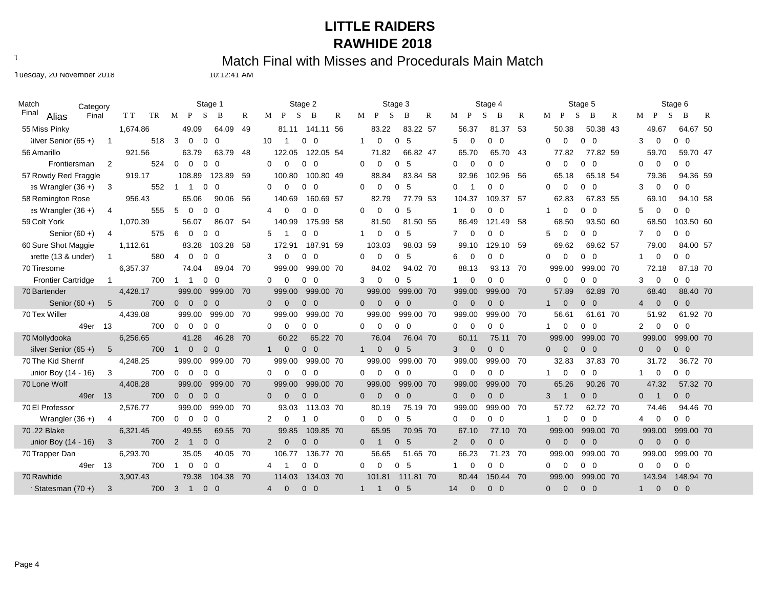# LITTLE RAIDERS

## RAWHIDE 2018

### Match Final with Misses and Procedurals Main Match

Tuesday, 20 November 2018 10:12:41 AM

| Match Final | Alias / Category | Category Final | TT / TR | Stage 1 (M P S B) | | R | Stage 2 (M P S B) | | R | Stage 3 (M P S B) | | R | Stage 4 (M P S B) | | R | Stage 5 (M P S B) | | R | Stage 6 (M P S B) | | R |
|---|---|---|---|---|---|---|---|---|---|---|---|---|---|---|---|---|---|---|---|---|---|---|
| 55 | Miss Pinky | | 1,674.86 | 49.09 | 64.09 | 49 | 81.11 | 141.11 | 56 | 83.22 | 83.22 | 57 | 56.37 | 81.37 | 53 | 50.38 | 50.38 | 43 | 49.67 | 64.67 | 50 |
| | Silver Senior (65 +) | 1 | 518 | 3 0 | 0 0 | | 10 1 | 0 0 | | 1 0 | 0 5 | | 5 0 | 0 0 | | 0 0 | 0 0 | | 3 0 | 0 0 | |
| 56 | Amarillo | | 921.56 | 63.79 | 63.79 | 48 | 122.05 | 122.05 | 54 | 71.82 | 66.82 | 47 | 65.70 | 65.70 | 43 | 77.82 | 77.82 | 59 | 59.70 | 59.70 | 47 |
| | Frontiersman | 2 | 524 | 0 0 | 0 0 | | 0 0 | 0 0 | | 0 0 | 0 5 | | 0 0 | 0 0 | | 0 0 | 0 0 | | 0 0 | 0 0 | |
| 57 | Rowdy Red Fraggle | | 919.17 | 108.89 | 123.89 | 59 | 100.80 | 100.80 | 49 | 88.84 | 83.84 | 58 | 92.96 | 102.96 | 56 | 65.18 | 65.18 | 54 | 79.36 | 94.36 | 59 |
| | Ladies Wrangler (36 +) | 3 | 552 | 1 1 | 0 0 | | 0 0 | 0 0 | | 0 0 | 0 5 | | 0 1 | 0 0 | | 0 0 | 0 0 | | 3 0 | 0 0 | |
| 58 | Remington Rose | | 956.43 | 65.06 | 90.06 | 56 | 140.69 | 160.69 | 57 | 82.79 | 77.79 | 53 | 104.37 | 109.37 | 57 | 62.83 | 67.83 | 55 | 69.10 | 94.10 | 58 |
| | Ladies Wrangler (36 +) | 4 | 555 | 5 0 | 0 0 | | 4 0 | 0 0 | | 0 0 | 0 5 | | 1 0 | 0 0 | | 1 0 | 0 0 | | 5 0 | 0 0 | |
| 59 | Colt York | | 1,070.39 | 56.07 | 86.07 | 54 | 140.99 | 175.99 | 58 | 81.50 | 81.50 | 55 | 86.49 | 121.49 | 58 | 68.50 | 93.50 | 60 | 68.50 | 103.50 | 60 |
| | Senior (60 +) | 4 | 575 | 6 0 | 0 0 | | 5 1 | 0 0 | | 1 0 | 0 5 | | 7 0 | 0 0 | | 5 0 | 0 0 | | 7 0 | 0 0 | |
| 60 | Sure Shot Maggie | | 1,112.61 | 83.28 | 103.28 | 58 | 172.91 | 187.91 | 59 | 103.03 | 98.03 | 59 | 99.10 | 129.10 | 59 | 69.62 | 69.62 | 57 | 79.00 | 84.00 | 57 |
| | Cowgirl/Buckarette (13 & under) | 1 | 580 | 4 0 | 0 0 | | 3 0 | 0 0 | | 0 0 | 0 5 | | 6 0 | 0 0 | | 0 0 | 0 0 | | 1 0 | 0 0 | |
| 70 | Tiresome | | 6,357.37 | 74.04 | 89.04 | 70 | 999.00 | 999.00 | 70 | 84.02 | 94.02 | 70 | 88.13 | 93.13 | 70 | 999.00 | 999.00 | 70 | 72.18 | 87.18 | 70 |
| | Frontier Cartridge | 1 | 700 | 1 1 | 0 0 | | 0 0 | 0 0 | | 3 0 | 0 5 | | 1 0 | 0 0 | | 0 0 | 0 0 | | 3 0 | 0 0 | |
| 70 | Bartender | | 4,428.17 | 999.00 | 999.00 | 70 | 999.00 | 999.00 | 70 | 999.00 | 999.00 | 70 | 999.00 | 999.00 | 70 | 57.89 | 62.89 | 70 | 68.40 | 88.40 | 70 |
| | Senior (60 +) | 5 | 700 | 0 0 | 0 0 | | 0 0 | 0 0 | | 0 0 | 0 0 | | 0 0 | 0 0 | | 1 0 | 0 0 | | 4 0 | 0 0 | |
| 70 | Tex Willer | | 4,439.08 | 999.00 | 999.00 | 70 | 999.00 | 999.00 | 70 | 999.00 | 999.00 | 70 | 999.00 | 999.00 | 70 | 56.61 | 61.61 | 70 | 51.92 | 61.92 | 70 |
| | 49er | 13 | 700 | 0 0 | 0 0 | | 0 0 | 0 0 | | 0 0 | 0 0 | | 0 0 | 0 0 | | 1 0 | 0 0 | | 2 0 | 0 0 | |
| 70 | Mollydooka | | 6,256.65 | 41.28 | 46.28 | 70 | 60.22 | 65.22 | 70 | 76.04 | 76.04 | 70 | 60.11 | 75.11 | 70 | 999.00 | 999.00 | 70 | 999.00 | 999.00 | 70 |
| | Silver Senior (65 +) | 5 | 700 | 1 0 | 0 0 | | 1 0 | 0 0 | | 1 0 | 0 5 | | 3 0 | 0 0 | | 0 0 | 0 0 | | 0 0 | 0 0 | |
| 70 | The Kid Sherrif | | 4,248.25 | 999.00 | 999.00 | 70 | 999.00 | 999.00 | 70 | 999.00 | 999.00 | 70 | 999.00 | 999.00 | 70 | 32.83 | 37.83 | 70 | 31.72 | 36.72 | 70 |
| | Junior Boy (14 - 16) | 3 | 700 | 0 0 | 0 0 | | 0 0 | 0 0 | | 0 0 | 0 0 | | 0 0 | 0 0 | | 1 0 | 0 0 | | 1 0 | 0 0 | |
| 70 | Lone Wolf | | 4,408.28 | 999.00 | 999.00 | 70 | 999.00 | 999.00 | 70 | 999.00 | 999.00 | 70 | 999.00 | 999.00 | 70 | 65.26 | 90.26 | 70 | 47.32 | 57.32 | 70 |
| | 49er | 13 | 700 | 0 0 | 0 0 | | 0 0 | 0 0 | | 0 0 | 0 0 | | 0 0 | 0 0 | | 3 1 | 0 0 | | 0 1 | 0 0 | |
| 70 | El Professor | | 2,576.77 | 999.00 | 999.00 | 70 | 93.03 | 113.03 | 70 | 80.19 | 75.19 | 70 | 999.00 | 999.00 | 70 | 57.72 | 62.72 | 70 | 74.46 | 94.46 | 70 |
| | Wrangler (36 +) | 4 | 700 | 0 0 | 0 0 | | 2 0 | 1 0 | | 0 0 | 0 5 | | 0 0 | 0 0 | | 1 0 | 0 0 | | 4 0 | 0 0 | |
| 70 | .22 Blake | | 6,321.45 | 49.55 | 69.55 | 70 | 99.85 | 109.85 | 70 | 65.95 | 70.95 | 70 | 67.10 | 77.10 | 70 | 999.00 | 999.00 | 70 | 999.00 | 999.00 | 70 |
| | Junior Boy (14 - 16) | 3 | 700 | 2 1 | 0 0 | | 2 0 | 0 0 | | 0 1 | 0 5 | | 2 0 | 0 0 | | 0 0 | 0 0 | | 0 0 | 0 0 | |
| 70 | Trapper Dan | | 6,293.70 | 35.05 | 40.05 | 70 | 106.77 | 136.77 | 70 | 56.65 | 51.65 | 70 | 66.23 | 71.23 | 70 | 999.00 | 999.00 | 70 | 999.00 | 999.00 | 70 |
| | 49er | 13 | 700 | 1 0 | 0 0 | | 4 1 | 0 0 | | 0 0 | 0 5 | | 1 0 | 0 0 | | 0 0 | 0 0 | | 0 0 | 0 0 | |
| 70 | Rawhide | | 3,907.43 | 79.38 | 104.38 | 70 | 114.03 | 134.03 | 70 | 101.81 | 111.81 | 70 | 80.44 | 150.44 | 70 | 999.00 | 999.00 | 70 | 143.94 | 148.94 | 70 |
| | Statesman (70 +) | 3 | 700 | 3 1 | 0 0 | | 4 0 | 0 0 | | 1 1 | 0 5 | | 14 0 | 0 0 | | 0 0 | 0 0 | | 1 0 | 0 0 | |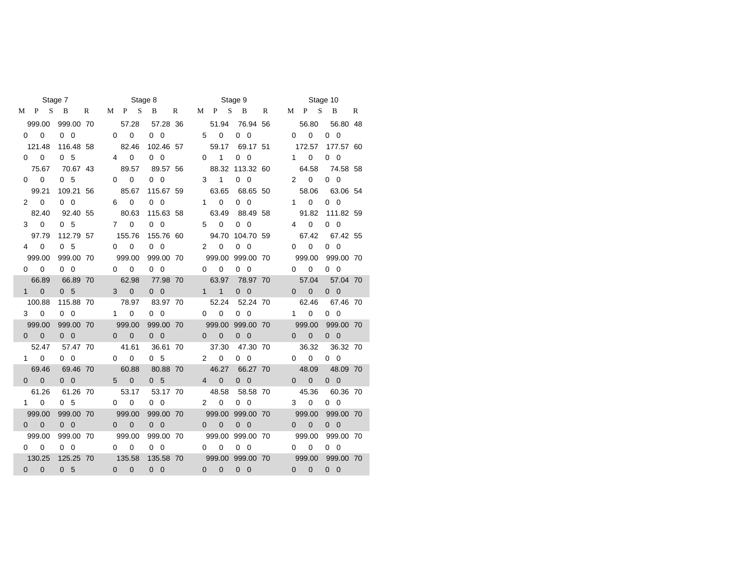| Stage 7 | | | | | Stage 8 | | | | | Stage 9 | | | | | Stage 10 | | | | |
|---|---|---|---|---|---|---|---|---|---|---|---|---|---|---|---|---|---|---|---|
| M | P | S | B | R | M | P | S | B | R | M | P | S | B | R | M | P | S | B | R |
| | 999.00 | | 999.00 | 70 | | 57.28 | | 57.28 | 36 | | 51.94 | | 76.94 | 56 | | 56.80 | | 56.80 | 48 |
| 0 | 0 | 0 | 0 | | 0 | 0 | 0 | 0 | | 5 | 0 | 0 | 0 | | 0 | 0 | 0 | 0 | |
| | 121.48 | | 116.48 | 58 | | 82.46 | | 102.46 | 57 | | 59.17 | | 69.17 | 51 | | 172.57 | | 177.57 | 60 |
| 0 | 0 | 0 | 5 | | 4 | 0 | 0 | 0 | | 0 | 1 | 0 | 0 | | 1 | 0 | 0 | 0 | |
| | 75.67 | | 70.67 | 43 | | 89.57 | | 89.57 | 56 | | 88.32 | | 113.32 | 60 | | 64.58 | | 74.58 | 58 |
| 0 | 0 | 0 | 5 | | 0 | 0 | 0 | 0 | | 3 | 1 | 0 | 0 | | 2 | 0 | 0 | 0 | |
| | 99.21 | | 109.21 | 56 | | 85.67 | | 115.67 | 59 | | 63.65 | | 68.65 | 50 | | 58.06 | | 63.06 | 54 |
| 2 | 0 | 0 | 0 | | 6 | 0 | 0 | 0 | | 1 | 0 | 0 | 0 | | 1 | 0 | 0 | 0 | |
| | 82.40 | | 92.40 | 55 | | 80.63 | | 115.63 | 58 | | 63.49 | | 88.49 | 58 | | 91.82 | | 111.82 | 59 |
| 3 | 0 | 0 | 5 | | 7 | 0 | 0 | 0 | | 5 | 0 | 0 | 0 | | 4 | 0 | 0 | 0 | |
| | 97.79 | | 112.79 | 57 | | 155.76 | | 155.76 | 60 | | 94.70 | | 104.70 | 59 | | 67.42 | | 67.42 | 55 |
| 4 | 0 | 0 | 5 | | 0 | 0 | 0 | 0 | | 2 | 0 | 0 | 0 | | 0 | 0 | 0 | 0 | |
| | 999.00 | | 999.00 | 70 | | 999.00 | | 999.00 | 70 | | 999.00 | | 999.00 | 70 | | 999.00 | | 999.00 | 70 |
| 0 | 0 | 0 | 0 | | 0 | 0 | 0 | 0 | | 0 | 0 | 0 | 0 | | 0 | 0 | 0 | 0 | |
| | 66.89 | | 66.89 | 70 | | 62.98 | | 77.98 | 70 | | 63.97 | | 78.97 | 70 | | 57.04 | | 57.04 | 70 |
| 1 | 0 | 0 | 5 | | 3 | 0 | 0 | 0 | | 1 | 1 | 0 | 0 | | 0 | 0 | 0 | 0 | |
| | 100.88 | | 115.88 | 70 | | 78.97 | | 83.97 | 70 | | 52.24 | | 52.24 | 70 | | 62.46 | | 67.46 | 70 |
| 3 | 0 | 0 | 0 | | 1 | 0 | 0 | 0 | | 0 | 0 | 0 | 0 | | 1 | 0 | 0 | 0 | |
| | 999.00 | | 999.00 | 70 | | 999.00 | | 999.00 | 70 | | 999.00 | | 999.00 | 70 | | 999.00 | | 999.00 | 70 |
| 0 | 0 | 0 | 0 | | 0 | 0 | 0 | 0 | | 0 | 0 | 0 | 0 | | 0 | 0 | 0 | 0 | |
| | 52.47 | | 57.47 | 70 | | 41.61 | | 36.61 | 70 | | 37.30 | | 47.30 | 70 | | 36.32 | | 36.32 | 70 |
| 1 | 0 | 0 | 0 | | 0 | 0 | 0 | 5 | | 2 | 0 | 0 | 0 | | 0 | 0 | 0 | 0 | |
| | 69.46 | | 69.46 | 70 | | 60.88 | | 80.88 | 70 | | 46.27 | | 66.27 | 70 | | 48.09 | | 48.09 | 70 |
| 0 | 0 | 0 | 0 | | 5 | 0 | 0 | 5 | | 4 | 0 | 0 | 0 | | 0 | 0 | 0 | 0 | |
| | 61.26 | | 61.26 | 70 | | 53.17 | | 53.17 | 70 | | 48.58 | | 58.58 | 70 | | 45.36 | | 60.36 | 70 |
| 1 | 0 | 0 | 5 | | 0 | 0 | 0 | 0 | | 2 | 0 | 0 | 0 | | 3 | 0 | 0 | 0 | |
| | 999.00 | | 999.00 | 70 | | 999.00 | | 999.00 | 70 | | 999.00 | | 999.00 | 70 | | 999.00 | | 999.00 | 70 |
| 0 | 0 | 0 | 0 | | 0 | 0 | 0 | 0 | | 0 | 0 | 0 | 0 | | 0 | 0 | 0 | 0 | |
| | 999.00 | | 999.00 | 70 | | 999.00 | | 999.00 | 70 | | 999.00 | | 999.00 | 70 | | 999.00 | | 999.00 | 70 |
| 0 | 0 | 0 | 0 | | 0 | 0 | 0 | 0 | | 0 | 0 | 0 | 0 | | 0 | 0 | 0 | 0 | |
| | 130.25 | | 125.25 | 70 | | 135.58 | | 135.58 | 70 | | 999.00 | | 999.00 | 70 | | 999.00 | | 999.00 | 70 |
| 0 | 0 | 0 | 5 | | 0 | 0 | 0 | 0 | | 0 | 0 | 0 | 0 | | 0 | 0 | 0 | 0 | |